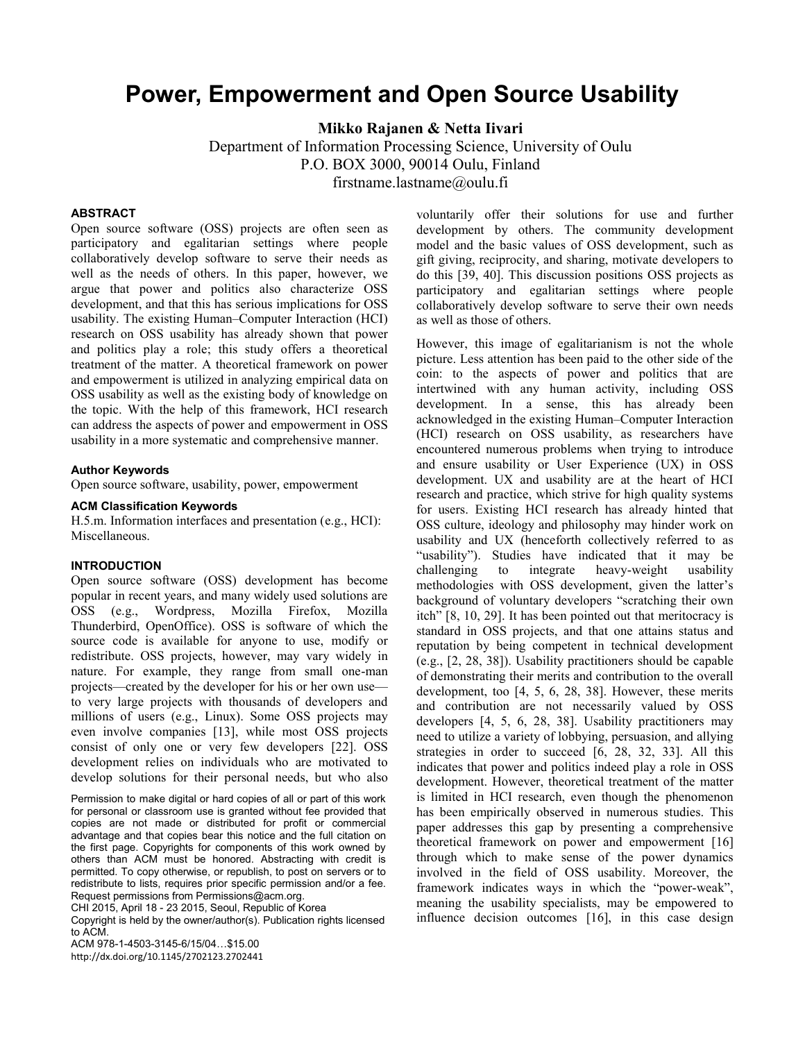# Power, Empowerment and Open Source Usability

**Mikko Rajanen & Netta Iivari**

Department of Information Processing Science, University of Oulu
P.O. BOX 3000, 90014 Oulu, Finland
firstname.lastname@oulu.fi

## ABSTRACT

Open source software (OSS) projects are often seen as participatory and egalitarian settings where people collaboratively develop software to serve their needs as well as the needs of others. In this paper, however, we argue that power and politics also characterize OSS development, and that this has serious implications for OSS usability. The existing Human–Computer Interaction (HCI) research on OSS usability has already shown that power and politics play a role; this study offers a theoretical treatment of the matter. A theoretical framework on power and empowerment is utilized in analyzing empirical data on OSS usability as well as the existing body of knowledge on the topic. With the help of this framework, HCI research can address the aspects of power and empowerment in OSS usability in a more systematic and comprehensive manner.

### Author Keywords

Open source software, usability, power, empowerment

### ACM Classification Keywords

H.5.m. Information interfaces and presentation (e.g., HCI): Miscellaneous.

## INTRODUCTION

Open source software (OSS) development has become popular in recent years, and many widely used solutions are OSS (e.g., Wordpress, Mozilla Firefox, Mozilla Thunderbird, OpenOffice). OSS is software of which the source code is available for anyone to use, modify or redistribute. OSS projects, however, may vary widely in nature. For example, they range from small one-man projects—created by the developer for his or her own use—to very large projects with thousands of developers and millions of users (e.g., Linux). Some OSS projects may even involve companies [13], while most OSS projects consist of only one or very few developers [22]. OSS development relies on individuals who are motivated to develop solutions for their personal needs, but who also voluntarily offer their solutions for use and further development by others. The community development model and the basic values of OSS development, such as gift giving, reciprocity, and sharing, motivate developers to do this [39, 40]. This discussion positions OSS projects as participatory and egalitarian settings where people collaboratively develop software to serve their own needs as well as those of others.

However, this image of egalitarianism is not the whole picture. Less attention has been paid to the other side of the coin: to the aspects of power and politics that are intertwined with any human activity, including OSS development. In a sense, this has already been acknowledged in the existing Human–Computer Interaction (HCI) research on OSS usability, as researchers have encountered numerous problems when trying to introduce and ensure usability or User Experience (UX) in OSS development. UX and usability are at the heart of HCI research and practice, which strive for high quality systems for users. Existing HCI research has already hinted that OSS culture, ideology and philosophy may hinder work on usability and UX (henceforth collectively referred to as "usability"). Studies have indicated that it may be challenging to integrate heavy-weight usability methodologies with OSS development, given the latter's background of voluntary developers "scratching their own itch" [8, 10, 29]. It has been pointed out that meritocracy is standard in OSS projects, and that one attains status and reputation by being competent in technical development (e.g., [2, 28, 38]). Usability practitioners should be capable of demonstrating their merits and contribution to the overall development, too [4, 5, 6, 28, 38]. However, these merits and contribution are not necessarily valued by OSS developers [4, 5, 6, 28, 38]. Usability practitioners may need to utilize a variety of lobbying, persuasion, and allying strategies in order to succeed [6, 28, 32, 33]. All this indicates that power and politics indeed play a role in OSS development. However, theoretical treatment of the matter is limited in HCI research, even though the phenomenon has been empirically observed in numerous studies. This paper addresses this gap by presenting a comprehensive theoretical framework on power and empowerment [16] through which to make sense of the power dynamics involved in the field of OSS usability. Moreover, the framework indicates ways in which the "power-weak", meaning the usability specialists, may be empowered to influence decision outcomes [16], in this case design

Permission to make digital or hard copies of all or part of this work for personal or classroom use is granted without fee provided that copies are not made or distributed for profit or commercial advantage and that copies bear this notice and the full citation on the first page. Copyrights for components of this work owned by others than ACM must be honored. Abstracting with credit is permitted. To copy otherwise, or republish, to post on servers or to redistribute to lists, requires prior specific permission and/or a fee. Request permissions from Permissions@acm.org.
CHI 2015, April 18 - 23 2015, Seoul, Republic of Korea
Copyright is held by the owner/author(s). Publication rights licensed to ACM.
ACM 978-1-4503-3145-6/15/04…$15.00
http://dx.doi.org/10.1145/2702123.2702441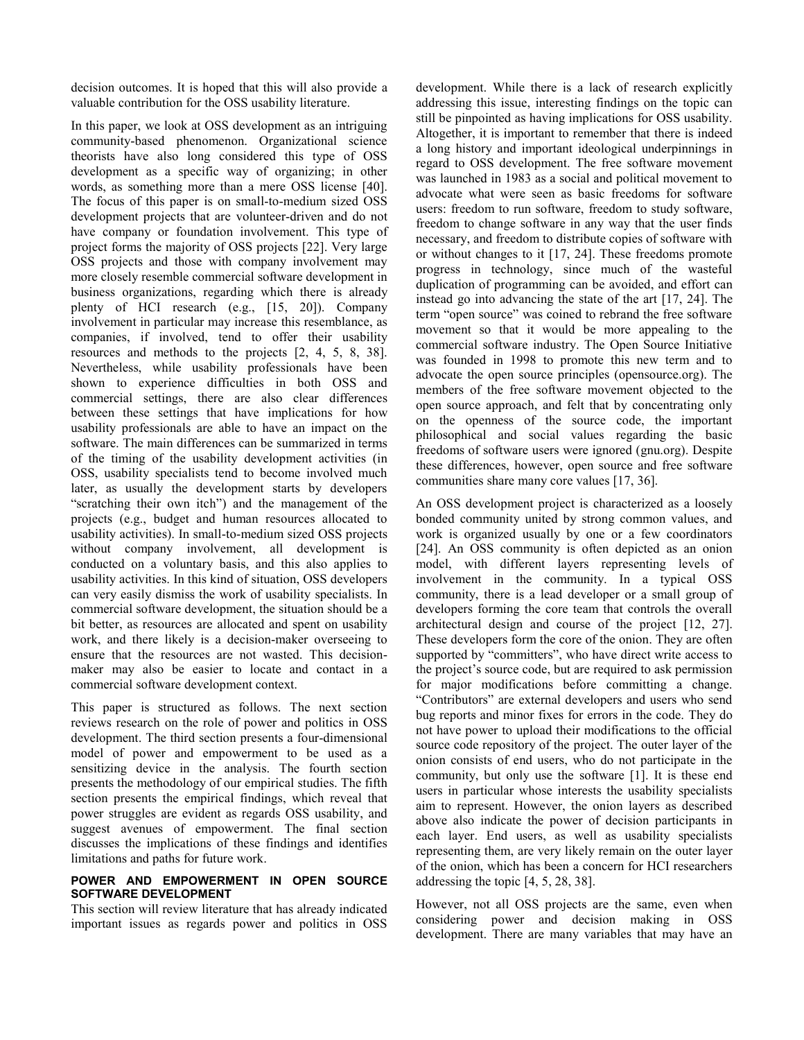decision outcomes. It is hoped that this will also provide a valuable contribution for the OSS usability literature.

In this paper, we look at OSS development as an intriguing community-based phenomenon. Organizational science theorists have also long considered this type of OSS development as a specific way of organizing; in other words, as something more than a mere OSS license [40]. The focus of this paper is on small-to-medium sized OSS development projects that are volunteer-driven and do not have company or foundation involvement. This type of project forms the majority of OSS projects [22]. Very large OSS projects and those with company involvement may more closely resemble commercial software development in business organizations, regarding which there is already plenty of HCI research (e.g., [15, 20]). Company involvement in particular may increase this resemblance, as companies, if involved, tend to offer their usability resources and methods to the projects [2, 4, 5, 8, 38]. Nevertheless, while usability professionals have been shown to experience difficulties in both OSS and commercial settings, there are also clear differences between these settings that have implications for how usability professionals are able to have an impact on the software. The main differences can be summarized in terms of the timing of the usability development activities (in OSS, usability specialists tend to become involved much later, as usually the development starts by developers "scratching their own itch") and the management of the projects (e.g., budget and human resources allocated to usability activities). In small-to-medium sized OSS projects without company involvement, all development is conducted on a voluntary basis, and this also applies to usability activities. In this kind of situation, OSS developers can very easily dismiss the work of usability specialists. In commercial software development, the situation should be a bit better, as resources are allocated and spent on usability work, and there likely is a decision-maker overseeing to ensure that the resources are not wasted. This decision-maker may also be easier to locate and contact in a commercial software development context.

This paper is structured as follows. The next section reviews research on the role of power and politics in OSS development. The third section presents a four-dimensional model of power and empowerment to be used as a sensitizing device in the analysis. The fourth section presents the methodology of our empirical studies. The fifth section presents the empirical findings, which reveal that power struggles are evident as regards OSS usability, and suggest avenues of empowerment. The final section discusses the implications of these findings and identifies limitations and paths for future work.

## POWER AND EMPOWERMENT IN OPEN SOURCE SOFTWARE DEVELOPMENT

This section will review literature that has already indicated important issues as regards power and politics in OSS development. While there is a lack of research explicitly addressing this issue, interesting findings on the topic can still be pinpointed as having implications for OSS usability. Altogether, it is important to remember that there is indeed a long history and important ideological underpinnings in regard to OSS development. The free software movement was launched in 1983 as a social and political movement to advocate what were seen as basic freedoms for software users: freedom to run software, freedom to study software, freedom to change software in any way that the user finds necessary, and freedom to distribute copies of software with or without changes to it [17, 24]. These freedoms promote progress in technology, since much of the wasteful duplication of programming can be avoided, and effort can instead go into advancing the state of the art [17, 24]. The term "open source" was coined to rebrand the free software movement so that it would be more appealing to the commercial software industry. The Open Source Initiative was founded in 1998 to promote this new term and to advocate the open source principles (opensource.org). The members of the free software movement objected to the open source approach, and felt that by concentrating only on the openness of the source code, the important philosophical and social values regarding the basic freedoms of software users were ignored (gnu.org). Despite these differences, however, open source and free software communities share many core values [17, 36].

An OSS development project is characterized as a loosely bonded community united by strong common values, and work is organized usually by one or a few coordinators [24]. An OSS community is often depicted as an onion model, with different layers representing levels of involvement in the community. In a typical OSS community, there is a lead developer or a small group of developers forming the core team that controls the overall architectural design and course of the project [12, 27]. These developers form the core of the onion. They are often supported by "committers", who have direct write access to the project's source code, but are required to ask permission for major modifications before committing a change. "Contributors" are external developers and users who send bug reports and minor fixes for errors in the code. They do not have power to upload their modifications to the official source code repository of the project. The outer layer of the onion consists of end users, who do not participate in the community, but only use the software [1]. It is these end users in particular whose interests the usability specialists aim to represent. However, the onion layers as described above also indicate the power of decision participants in each layer. End users, as well as usability specialists representing them, are very likely remain on the outer layer of the onion, which has been a concern for HCI researchers addressing the topic [4, 5, 28, 38].

However, not all OSS projects are the same, even when considering power and decision making in OSS development. There are many variables that may have an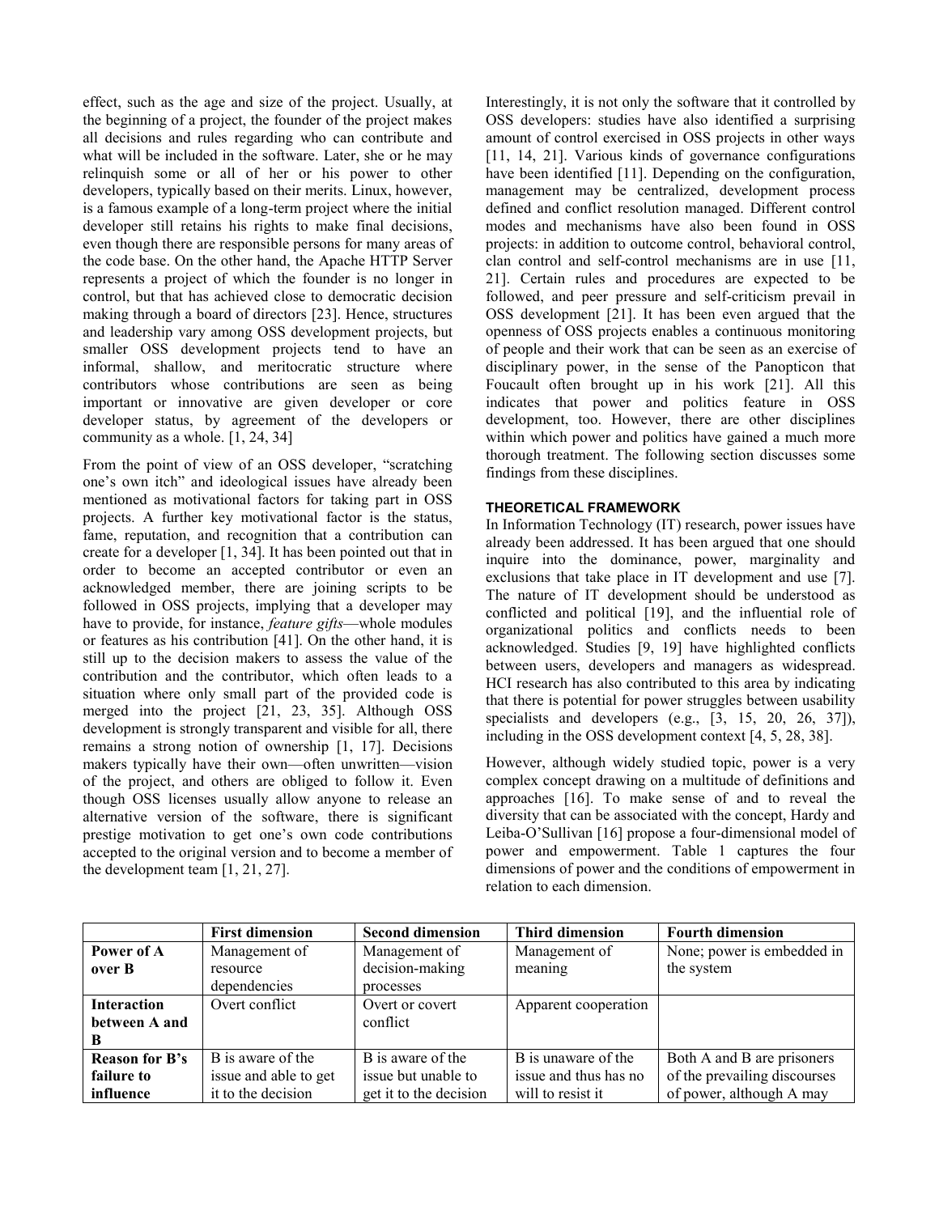effect, such as the age and size of the project. Usually, at the beginning of a project, the founder of the project makes all decisions and rules regarding who can contribute and what will be included in the software. Later, she or he may relinquish some or all of her or his power to other developers, typically based on their merits. Linux, however, is a famous example of a long-term project where the initial developer still retains his rights to make final decisions, even though there are responsible persons for many areas of the code base. On the other hand, the Apache HTTP Server represents a project of which the founder is no longer in control, but that has achieved close to democratic decision making through a board of directors [23]. Hence, structures and leadership vary among OSS development projects, but smaller OSS development projects tend to have an informal, shallow, and meritocratic structure where contributors whose contributions are seen as being important or innovative are given developer or core developer status, by agreement of the developers or community as a whole. [1, 24, 34]

From the point of view of an OSS developer, "scratching one's own itch" and ideological issues have already been mentioned as motivational factors for taking part in OSS projects. A further key motivational factor is the status, fame, reputation, and recognition that a contribution can create for a developer [1, 34]. It has been pointed out that in order to become an accepted contributor or even an acknowledged member, there are joining scripts to be followed in OSS projects, implying that a developer may have to provide, for instance, *feature gifts*—whole modules or features as his contribution [41]. On the other hand, it is still up to the decision makers to assess the value of the contribution and the contributor, which often leads to a situation where only small part of the provided code is merged into the project [21, 23, 35]. Although OSS development is strongly transparent and visible for all, there remains a strong notion of ownership [1, 17]. Decisions makers typically have their own—often unwritten—vision of the project, and others are obliged to follow it. Even though OSS licenses usually allow anyone to release an alternative version of the software, there is significant prestige motivation to get one's own code contributions accepted to the original version and to become a member of the development team [1, 21, 27].

Interestingly, it is not only the software that it controlled by OSS developers: studies have also identified a surprising amount of control exercised in OSS projects in other ways [11, 14, 21]. Various kinds of governance configurations have been identified [11]. Depending on the configuration, management may be centralized, development process defined and conflict resolution managed. Different control modes and mechanisms have also been found in OSS projects: in addition to outcome control, behavioral control, clan control and self-control mechanisms are in use [11, 21]. Certain rules and procedures are expected to be followed, and peer pressure and self-criticism prevail in OSS development [21]. It has been even argued that the openness of OSS projects enables a continuous monitoring of people and their work that can be seen as an exercise of disciplinary power, in the sense of the Panopticon that Foucault often brought up in his work [21]. All this indicates that power and politics feature in OSS development, too. However, there are other disciplines within which power and politics have gained a much more thorough treatment. The following section discusses some findings from these disciplines.

## THEORETICAL FRAMEWORK

In Information Technology (IT) research, power issues have already been addressed. It has been argued that one should inquire into the dominance, power, marginality and exclusions that take place in IT development and use [7]. The nature of IT development should be understood as conflicted and political [19], and the influential role of organizational politics and conflicts needs to been acknowledged. Studies [9, 19] have highlighted conflicts between users, developers and managers as widespread. HCI research has also contributed to this area by indicating that there is potential for power struggles between usability specialists and developers (e.g., [3, 15, 20, 26, 37]), including in the OSS development context [4, 5, 28, 38].

However, although widely studied topic, power is a very complex concept drawing on a multitude of definitions and approaches [16]. To make sense of and to reveal the diversity that can be associated with the concept, Hardy and Leiba-O'Sullivan [16] propose a four-dimensional model of power and empowerment. Table 1 captures the four dimensions of power and the conditions of empowerment in relation to each dimension.

| | **First dimension** | **Second dimension** | **Third dimension** | **Fourth dimension** |
|---|---|---|---|---|
| **Power of A over B** | Management of resource dependencies | Management of decision-making processes | Management of meaning | None; power is embedded in the system |
| **Interaction between A and B** | Overt conflict | Overt or covert conflict | Apparent cooperation | |
| **Reason for B's failure to influence** | B is aware of the issue and able to get it to the decision | B is aware of the issue but unable to get it to the decision | B is unaware of the issue and thus has no will to resist it | Both A and B are prisoners of the prevailing discourses of power, although A may |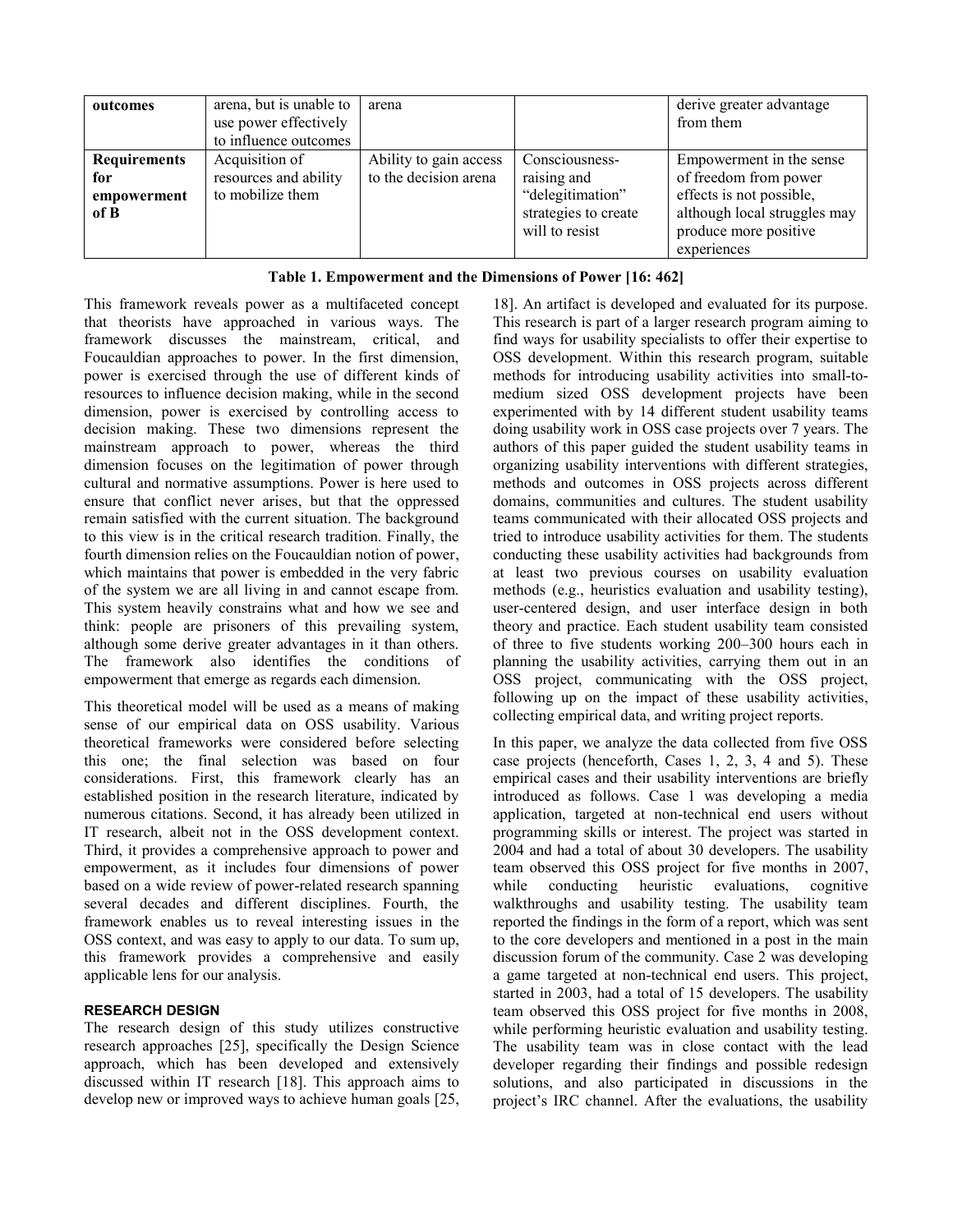| outcomes | arena, but is unable to use power effectively to influence outcomes | arena | | derive greater advantage from them |
|---|---|---|---|---|
| **Requirements for empowerment of B** | Acquisition of resources and ability to mobilize them | Ability to gain access to the decision arena | Consciousness-raising and "delegitimation" strategies to create will to resist | Empowerment in the sense of freedom from power effects is not possible, although local struggles may produce more positive experiences |

**Table 1. Empowerment and the Dimensions of Power [16: 462]**

This framework reveals power as a multifaceted concept that theorists have approached in various ways. The framework discusses the mainstream, critical, and Foucauldian approaches to power. In the first dimension, power is exercised through the use of different kinds of resources to influence decision making, while in the second dimension, power is exercised by controlling access to decision making. These two dimensions represent the mainstream approach to power, whereas the third dimension focuses on the legitimation of power through cultural and normative assumptions. Power is here used to ensure that conflict never arises, but that the oppressed remain satisfied with the current situation. The background to this view is in the critical research tradition. Finally, the fourth dimension relies on the Foucauldian notion of power, which maintains that power is embedded in the very fabric of the system we are all living in and cannot escape from. This system heavily constrains what and how we see and think: people are prisoners of this prevailing system, although some derive greater advantages in it than others. The framework also identifies the conditions of empowerment that emerge as regards each dimension.

This theoretical model will be used as a means of making sense of our empirical data on OSS usability. Various theoretical frameworks were considered before selecting this one; the final selection was based on four considerations. First, this framework clearly has an established position in the research literature, indicated by numerous citations. Second, it has already been utilized in IT research, albeit not in the OSS development context. Third, it provides a comprehensive approach to power and empowerment, as it includes four dimensions of power based on a wide review of power-related research spanning several decades and different disciplines. Fourth, the framework enables us to reveal interesting issues in the OSS context, and was easy to apply to our data. To sum up, this framework provides a comprehensive and easily applicable lens for our analysis.

## RESEARCH DESIGN

The research design of this study utilizes constructive research approaches [25], specifically the Design Science approach, which has been developed and extensively discussed within IT research [18]. This approach aims to develop new or improved ways to achieve human goals [25, 18]. An artifact is developed and evaluated for its purpose. This research is part of a larger research program aiming to find ways for usability specialists to offer their expertise to OSS development. Within this research program, suitable methods for introducing usability activities into small-to-medium sized OSS development projects have been experimented with by 14 different student usability teams doing usability work in OSS case projects over 7 years. The authors of this paper guided the student usability teams in organizing usability interventions with different strategies, methods and outcomes in OSS projects across different domains, communities and cultures. The student usability teams communicated with their allocated OSS projects and tried to introduce usability activities for them. The students conducting these usability activities had backgrounds from at least two previous courses on usability evaluation methods (e.g., heuristics evaluation and usability testing), user-centered design, and user interface design in both theory and practice. Each student usability team consisted of three to five students working 200–300 hours each in planning the usability activities, carrying them out in an OSS project, communicating with the OSS project, following up on the impact of these usability activities, collecting empirical data, and writing project reports.

In this paper, we analyze the data collected from five OSS case projects (henceforth, Cases 1, 2, 3, 4 and 5). These empirical cases and their usability interventions are briefly introduced as follows. Case 1 was developing a media application, targeted at non-technical end users without programming skills or interest. The project was started in 2004 and had a total of about 30 developers. The usability team observed this OSS project for five months in 2007, while conducting heuristic evaluations, cognitive walkthroughs and usability testing. The usability team reported the findings in the form of a report, which was sent to the core developers and mentioned in a post in the main discussion forum of the community. Case 2 was developing a game targeted at non-technical end users. This project, started in 2003, had a total of 15 developers. The usability team observed this OSS project for five months in 2008, while performing heuristic evaluation and usability testing. The usability team was in close contact with the lead developer regarding their findings and possible redesign solutions, and also participated in discussions in the project's IRC channel. After the evaluations, the usability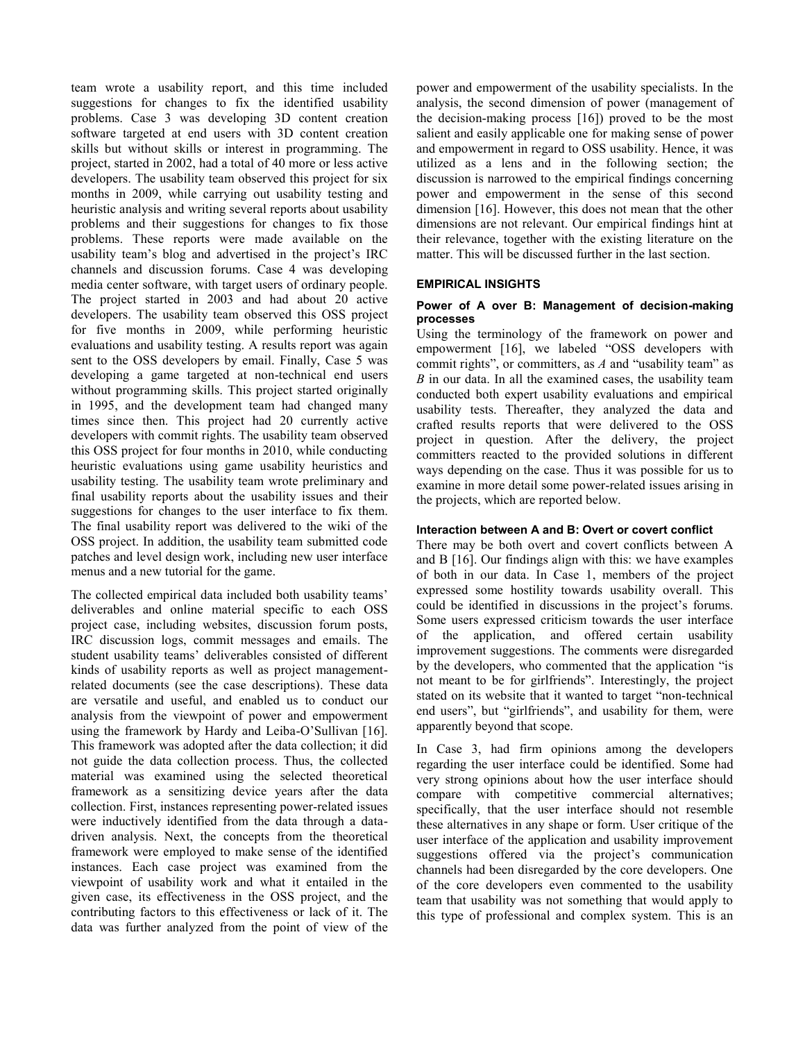team wrote a usability report, and this time included suggestions for changes to fix the identified usability problems. Case 3 was developing 3D content creation software targeted at end users with 3D content creation skills but without skills or interest in programming. The project, started in 2002, had a total of 40 more or less active developers. The usability team observed this project for six months in 2009, while carrying out usability testing and heuristic analysis and writing several reports about usability problems and their suggestions for changes to fix those problems. These reports were made available on the usability team's blog and advertised in the project's IRC channels and discussion forums. Case 4 was developing media center software, with target users of ordinary people. The project started in 2003 and had about 20 active developers. The usability team observed this OSS project for five months in 2009, while performing heuristic evaluations and usability testing. A results report was again sent to the OSS developers by email. Finally, Case 5 was developing a game targeted at non-technical end users without programming skills. This project started originally in 1995, and the development team had changed many times since then. This project had 20 currently active developers with commit rights. The usability team observed this OSS project for four months in 2010, while conducting heuristic evaluations using game usability heuristics and usability testing. The usability team wrote preliminary and final usability reports about the usability issues and their suggestions for changes to the user interface to fix them. The final usability report was delivered to the wiki of the OSS project. In addition, the usability team submitted code patches and level design work, including new user interface menus and a new tutorial for the game.

The collected empirical data included both usability teams' deliverables and online material specific to each OSS project case, including websites, discussion forum posts, IRC discussion logs, commit messages and emails. The student usability teams' deliverables consisted of different kinds of usability reports as well as project management-related documents (see the case descriptions). These data are versatile and useful, and enabled us to conduct our analysis from the viewpoint of power and empowerment using the framework by Hardy and Leiba-O'Sullivan [16]. This framework was adopted after the data collection; it did not guide the data collection process. Thus, the collected material was examined using the selected theoretical framework as a sensitizing device years after the data collection. First, instances representing power-related issues were inductively identified from the data through a data-driven analysis. Next, the concepts from the theoretical framework were employed to make sense of the identified instances. Each case project was examined from the viewpoint of usability work and what it entailed in the given case, its effectiveness in the OSS project, and the contributing factors to this effectiveness or lack of it. The data was further analyzed from the point of view of the power and empowerment of the usability specialists. In the analysis, the second dimension of power (management of the decision-making process [16]) proved to be the most salient and easily applicable one for making sense of power and empowerment in regard to OSS usability. Hence, it was utilized as a lens and in the following section; the discussion is narrowed to the empirical findings concerning power and empowerment in the sense of this second dimension [16]. However, this does not mean that the other dimensions are not relevant. Our empirical findings hint at their relevance, together with the existing literature on the matter. This will be discussed further in the last section.

## EMPIRICAL INSIGHTS

### Power of A over B: Management of decision-making processes

Using the terminology of the framework on power and empowerment [16], we labeled "OSS developers with commit rights", or committers, as *A* and "usability team" as *B* in our data. In all the examined cases, the usability team conducted both expert usability evaluations and empirical usability tests. Thereafter, they analyzed the data and crafted results reports that were delivered to the OSS project in question. After the delivery, the project committers reacted to the provided solutions in different ways depending on the case. Thus it was possible for us to examine in more detail some power-related issues arising in the projects, which are reported below.

### Interaction between A and B: Overt or covert conflict

There may be both overt and covert conflicts between A and B [16]. Our findings align with this: we have examples of both in our data. In Case 1, members of the project expressed some hostility towards usability overall. This could be identified in discussions in the project's forums. Some users expressed criticism towards the user interface of the application, and offered certain usability improvement suggestions. The comments were disregarded by the developers, who commented that the application "is not meant to be for girlfriends". Interestingly, the project stated on its website that it wanted to target "non-technical end users", but "girlfriends", and usability for them, were apparently beyond that scope.

In Case 3, had firm opinions among the developers regarding the user interface could be identified. Some had very strong opinions about how the user interface should compare with competitive commercial alternatives; specifically, that the user interface should not resemble these alternatives in any shape or form. User critique of the user interface of the application and usability improvement suggestions offered via the project's communication channels had been disregarded by the core developers. One of the core developers even commented to the usability team that usability was not something that would apply to this type of professional and complex system. This is an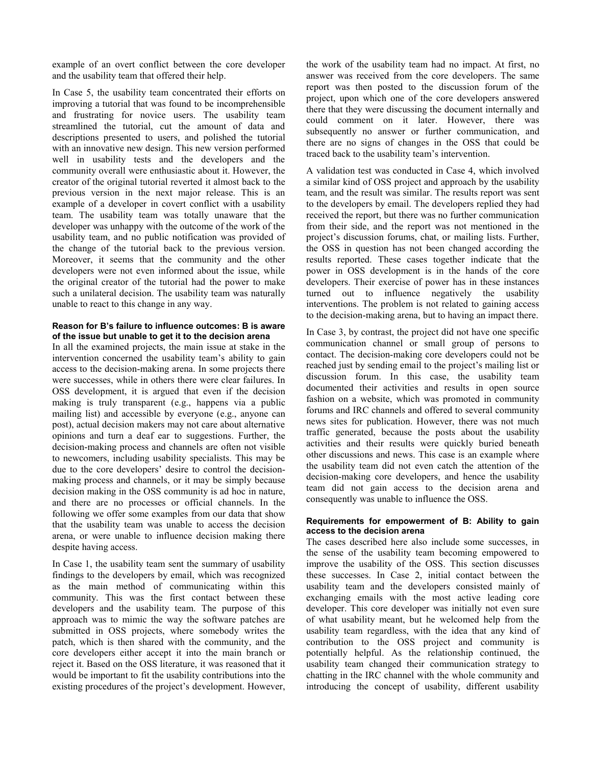example of an overt conflict between the core developer and the usability team that offered their help.

In Case 5, the usability team concentrated their efforts on improving a tutorial that was found to be incomprehensible and frustrating for novice users. The usability team streamlined the tutorial, cut the amount of data and descriptions presented to users, and polished the tutorial with an innovative new design. This new version performed well in usability tests and the developers and the community overall were enthusiastic about it. However, the creator of the original tutorial reverted it almost back to the previous version in the next major release. This is an example of a developer in covert conflict with a usability team. The usability team was totally unaware that the developer was unhappy with the outcome of the work of the usability team, and no public notification was provided of the change of the tutorial back to the previous version. Moreover, it seems that the community and the other developers were not even informed about the issue, while the original creator of the tutorial had the power to make such a unilateral decision. The usability team was naturally unable to react to this change in any way.

#### Reason for B's failure to influence outcomes: B is aware of the issue but unable to get it to the decision arena

In all the examined projects, the main issue at stake in the intervention concerned the usability team's ability to gain access to the decision-making arena. In some projects there were successes, while in others there were clear failures. In OSS development, it is argued that even if the decision making is truly transparent (e.g., happens via a public mailing list) and accessible by everyone (e.g., anyone can post), actual decision makers may not care about alternative opinions and turn a deaf ear to suggestions. Further, the decision-making process and channels are often not visible to newcomers, including usability specialists. This may be due to the core developers' desire to control the decision-making process and channels, or it may be simply because decision making in the OSS community is ad hoc in nature, and there are no processes or official channels. In the following we offer some examples from our data that show that the usability team was unable to access the decision arena, or were unable to influence decision making there despite having access.

In Case 1, the usability team sent the summary of usability findings to the developers by email, which was recognized as the main method of communicating within this community. This was the first contact between these developers and the usability team. The purpose of this approach was to mimic the way the software patches are submitted in OSS projects, where somebody writes the patch, which is then shared with the community, and the core developers either accept it into the main branch or reject it. Based on the OSS literature, it was reasoned that it would be important to fit the usability contributions into the existing procedures of the project's development. However, the work of the usability team had no impact. At first, no answer was received from the core developers. The same report was then posted to the discussion forum of the project, upon which one of the core developers answered there that they were discussing the document internally and could comment on it later. However, there was subsequently no answer or further communication, and there are no signs of changes in the OSS that could be traced back to the usability team's intervention.

A validation test was conducted in Case 4, which involved a similar kind of OSS project and approach by the usability team, and the result was similar. The results report was sent to the developers by email. The developers replied they had received the report, but there was no further communication from their side, and the report was not mentioned in the project's discussion forums, chat, or mailing lists. Further, the OSS in question has not been changed according the results reported. These cases together indicate that the power in OSS development is in the hands of the core developers. Their exercise of power has in these instances turned out to influence negatively the usability interventions. The problem is not related to gaining access to the decision-making arena, but to having an impact there.

In Case 3, by contrast, the project did not have one specific communication channel or small group of persons to contact. The decision-making core developers could not be reached just by sending email to the project's mailing list or discussion forum. In this case, the usability team documented their activities and results in open source fashion on a website, which was promoted in community forums and IRC channels and offered to several community news sites for publication. However, there was not much traffic generated, because the posts about the usability activities and their results were quickly buried beneath other discussions and news. This case is an example where the usability team did not even catch the attention of the decision-making core developers, and hence the usability team did not gain access to the decision arena and consequently was unable to influence the OSS.

#### Requirements for empowerment of B: Ability to gain access to the decision arena

The cases described here also include some successes, in the sense of the usability team becoming empowered to improve the usability of the OSS. This section discusses these successes. In Case 2, initial contact between the usability team and the developers consisted mainly of exchanging emails with the most active leading core developer. This core developer was initially not even sure of what usability meant, but he welcomed help from the usability team regardless, with the idea that any kind of contribution to the OSS project and community is potentially helpful. As the relationship continued, the usability team changed their communication strategy to chatting in the IRC channel with the whole community and introducing the concept of usability, different usability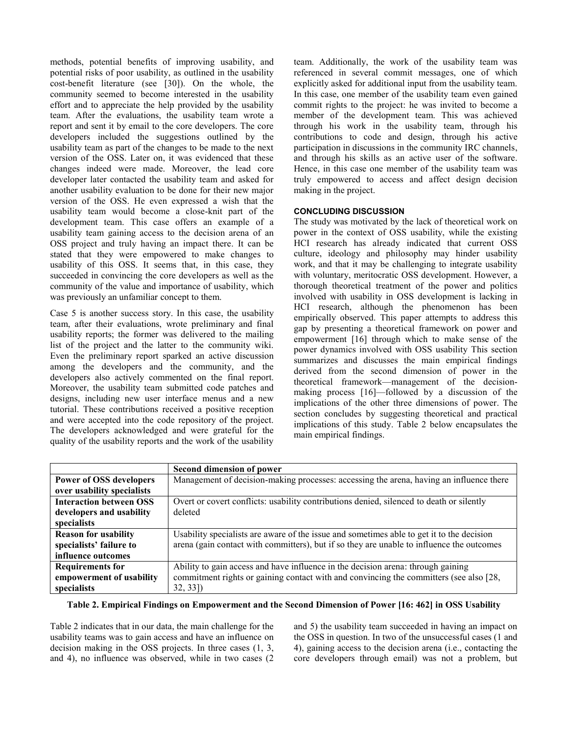methods, potential benefits of improving usability, and potential risks of poor usability, as outlined in the usability cost-benefit literature (see [30]). On the whole, the community seemed to become interested in the usability effort and to appreciate the help provided by the usability team. After the evaluations, the usability team wrote a report and sent it by email to the core developers. The core developers included the suggestions outlined by the usability team as part of the changes to be made to the next version of the OSS. Later on, it was evidenced that these changes indeed were made. Moreover, the lead core developer later contacted the usability team and asked for another usability evaluation to be done for their new major version of the OSS. He even expressed a wish that the usability team would become a close-knit part of the development team. This case offers an example of a usability team gaining access to the decision arena of an OSS project and truly having an impact there. It can be stated that they were empowered to make changes to usability of this OSS. It seems that, in this case, they succeeded in convincing the core developers as well as the community of the value and importance of usability, which was previously an unfamiliar concept to them.

Case 5 is another success story. In this case, the usability team, after their evaluations, wrote preliminary and final usability reports; the former was delivered to the mailing list of the project and the latter to the community wiki. Even the preliminary report sparked an active discussion among the developers and the community, and the developers also actively commented on the final report. Moreover, the usability team submitted code patches and designs, including new user interface menus and a new tutorial. These contributions received a positive reception and were accepted into the code repository of the project. The developers acknowledged and were grateful for the quality of the usability reports and the work of the usability team. Additionally, the work of the usability team was referenced in several commit messages, one of which explicitly asked for additional input from the usability team. In this case, one member of the usability team even gained commit rights to the project: he was invited to become a member of the development team. This was achieved through his work in the usability team, through his contributions to code and design, through his active participation in discussions in the community IRC channels, and through his skills as an active user of the software. Hence, in this case one member of the usability team was truly empowered to access and affect design decision making in the project.

## CONCLUDING DISCUSSION

The study was motivated by the lack of theoretical work on power in the context of OSS usability, while the existing HCI research has already indicated that current OSS culture, ideology and philosophy may hinder usability work, and that it may be challenging to integrate usability with voluntary, meritocratic OSS development. However, a thorough theoretical treatment of the power and politics involved with usability in OSS development is lacking in HCI research, although the phenomenon has been empirically observed. This paper attempts to address this gap by presenting a theoretical framework on power and empowerment [16] through which to make sense of the power dynamics involved with OSS usability This section summarizes and discusses the main empirical findings derived from the second dimension of power in the theoretical framework—management of the decision-making process [16]—followed by a discussion of the implications of the other three dimensions of power. The section concludes by suggesting theoretical and practical implications of this study. Table 2 below encapsulates the main empirical findings.

| | **Second dimension of power** |
|---|---|
| **Power of OSS developers over usability specialists** | Management of decision-making processes: accessing the arena, having an influence there |
| **Interaction between OSS developers and usability specialists** | Overt or covert conflicts: usability contributions denied, silenced to death or silently deleted |
| **Reason for usability specialists' failure to influence outcomes** | Usability specialists are aware of the issue and sometimes able to get it to the decision arena (gain contact with committers), but if so they are unable to influence the outcomes |
| **Requirements for empowerment of usability specialists** | Ability to gain access and have influence in the decision arena: through gaining commitment rights or gaining contact with and convincing the committers (see also [28, 32, 33]) |

**Table 2. Empirical Findings on Empowerment and the Second Dimension of Power [16: 462] in OSS Usability**

Table 2 indicates that in our data, the main challenge for the usability teams was to gain access and have an influence on decision making in the OSS projects. In three cases (1, 3, and 4), no influence was observed, while in two cases (2 and 5) the usability team succeeded in having an impact on the OSS in question. In two of the unsuccessful cases (1 and 4), gaining access to the decision arena (i.e., contacting the core developers through email) was not a problem, but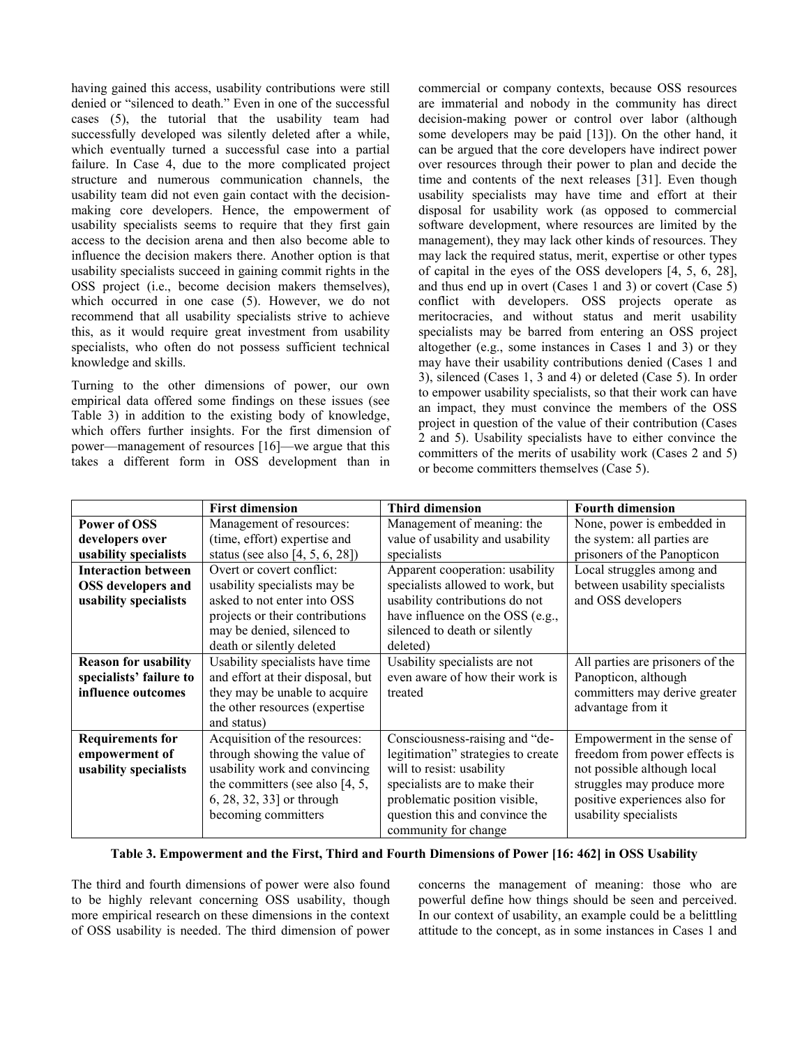having gained this access, usability contributions were still denied or "silenced to death." Even in one of the successful cases (5), the tutorial that the usability team had successfully developed was silently deleted after a while, which eventually turned a successful case into a partial failure. In Case 4, due to the more complicated project structure and numerous communication channels, the usability team did not even gain contact with the decision-making core developers. Hence, the empowerment of usability specialists seems to require that they first gain access to the decision arena and then also become able to influence the decision makers there. Another option is that usability specialists succeed in gaining commit rights in the OSS project (i.e., become decision makers themselves), which occurred in one case (5). However, we do not recommend that all usability specialists strive to achieve this, as it would require great investment from usability specialists, who often do not possess sufficient technical knowledge and skills.

Turning to the other dimensions of power, our own empirical data offered some findings on these issues (see Table 3) in addition to the existing body of knowledge, which offers further insights. For the first dimension of power—management of resources [16]—we argue that this takes a different form in OSS development than in commercial or company contexts, because OSS resources are immaterial and nobody in the community has direct decision-making power or control over labor (although some developers may be paid [13]). On the other hand, it can be argued that the core developers have indirect power over resources through their power to plan and decide the time and contents of the next releases [31]. Even though usability specialists may have time and effort at their disposal for usability work (as opposed to commercial software development, where resources are limited by the management), they may lack other kinds of resources. They may lack the required status, merit, expertise or other types of capital in the eyes of the OSS developers [4, 5, 6, 28], and thus end up in overt (Cases 1 and 3) or covert (Case 5) conflict with developers. OSS projects operate as meritocracies, and without status and merit usability specialists may be barred from entering an OSS project altogether (e.g., some instances in Cases 1 and 3) or they may have their usability contributions denied (Cases 1 and 3), silenced (Cases 1, 3 and 4) or deleted (Case 5). In order to empower usability specialists, so that their work can have an impact, they must convince the members of the OSS project in question of the value of their contribution (Cases 2 and 5). Usability specialists have to either convince the committers of the merits of usability work (Cases 2 and 5) or become committers themselves (Case 5).

| | **First dimension** | **Third dimension** | **Fourth dimension** |
|---|---|---|---|
| **Power of OSS developers over usability specialists** | Management of resources: (time, effort) expertise and status (see also [4, 5, 6, 28]) | Management of meaning: the value of usability and usability specialists | None, power is embedded in the system: all parties are prisoners of the Panopticon |
| **Interaction between OSS developers and usability specialists** | Overt or covert conflict: usability specialists may be asked to not enter into OSS projects or their contributions may be denied, silenced to death or silently deleted | Apparent cooperation: usability specialists allowed to work, but usability contributions do not have influence on the OSS (e.g., silenced to death or silently deleted) | Local struggles among and between usability specialists and OSS developers |
| **Reason for usability specialists' failure to influence outcomes** | Usability specialists have time and effort at their disposal, but they may be unable to acquire the other resources (expertise and status) | Usability specialists are not even aware of how their work is treated | All parties are prisoners of the Panopticon, although committers may derive greater advantage from it |
| **Requirements for empowerment of usability specialists** | Acquisition of the resources: through showing the value of usability work and convincing the committers (see also [4, 5, 6, 28, 32, 33] or through becoming committers | Consciousness-raising and "de-legitimation" strategies to create will to resist: usability specialists are to make their problematic position visible, question this and convince the community for change | Empowerment in the sense of freedom from power effects is not possible although local struggles may produce more positive experiences also for usability specialists |

**Table 3. Empowerment and the First, Third and Fourth Dimensions of Power [16: 462] in OSS Usability**

The third and fourth dimensions of power were also found to be highly relevant concerning OSS usability, though more empirical research on these dimensions in the context of OSS usability is needed. The third dimension of power concerns the management of meaning: those who are powerful define how things should be seen and perceived. In our context of usability, an example could be a belittling attitude to the concept, as in some instances in Cases 1 and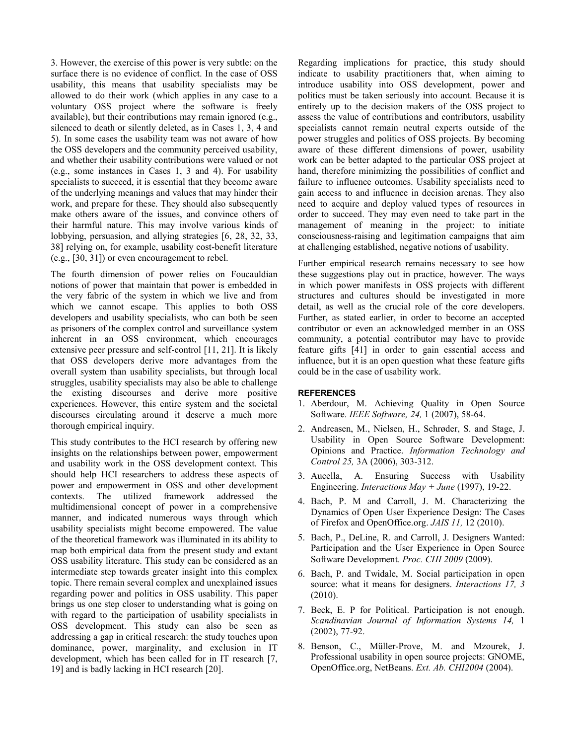3. However, the exercise of this power is very subtle: on the surface there is no evidence of conflict. In the case of OSS usability, this means that usability specialists may be allowed to do their work (which applies in any case to a voluntary OSS project where the software is freely available), but their contributions may remain ignored (e.g., silenced to death or silently deleted, as in Cases 1, 3, 4 and 5). In some cases the usability team was not aware of how the OSS developers and the community perceived usability, and whether their usability contributions were valued or not (e.g., some instances in Cases 1, 3 and 4). For usability specialists to succeed, it is essential that they become aware of the underlying meanings and values that may hinder their work, and prepare for these. They should also subsequently make others aware of the issues, and convince others of their harmful nature. This may involve various kinds of lobbying, persuasion, and allying strategies [6, 28, 32, 33, 38] relying on, for example, usability cost-benefit literature (e.g., [30, 31]) or even encouragement to rebel.

The fourth dimension of power relies on Foucauldian notions of power that maintain that power is embedded in the very fabric of the system in which we live and from which we cannot escape. This applies to both OSS developers and usability specialists, who can both be seen as prisoners of the complex control and surveillance system inherent in an OSS environment, which encourages extensive peer pressure and self-control [11, 21]. It is likely that OSS developers derive more advantages from the overall system than usability specialists, but through local struggles, usability specialists may also be able to challenge the existing discourses and derive more positive experiences. However, this entire system and the societal discourses circulating around it deserve a much more thorough empirical inquiry.

This study contributes to the HCI research by offering new insights on the relationships between power, empowerment and usability work in the OSS development context. This should help HCI researchers to address these aspects of power and empowerment in OSS and other development contexts. The utilized framework addressed the multidimensional concept of power in a comprehensive manner, and indicated numerous ways through which usability specialists might become empowered. The value of the theoretical framework was illuminated in its ability to map both empirical data from the present study and extant OSS usability literature. This study can be considered as an intermediate step towards greater insight into this complex topic. There remain several complex and unexplained issues regarding power and politics in OSS usability. This paper brings us one step closer to understanding what is going on with regard to the participation of usability specialists in OSS development. This study can also be seen as addressing a gap in critical research: the study touches upon dominance, power, marginality, and exclusion in IT development, which has been called for in IT research [7, 19] and is badly lacking in HCI research [20].

Regarding implications for practice, this study should indicate to usability practitioners that, when aiming to introduce usability into OSS development, power and politics must be taken seriously into account. Because it is entirely up to the decision makers of the OSS project to assess the value of contributions and contributors, usability specialists cannot remain neutral experts outside of the power struggles and politics of OSS projects. By becoming aware of these different dimensions of power, usability work can be better adapted to the particular OSS project at hand, therefore minimizing the possibilities of conflict and failure to influence outcomes. Usability specialists need to gain access to and influence in decision arenas. They also need to acquire and deploy valued types of resources in order to succeed. They may even need to take part in the management of meaning in the project: to initiate consciousness-raising and legitimation campaigns that aim at challenging established, negative notions of usability.

Further empirical research remains necessary to see how these suggestions play out in practice, however. The ways in which power manifests in OSS projects with different structures and cultures should be investigated in more detail, as well as the crucial role of the core developers. Further, as stated earlier, in order to become an accepted contributor or even an acknowledged member in an OSS community, a potential contributor may have to provide feature gifts [41] in order to gain essential access and influence, but it is an open question what these feature gifts could be in the case of usability work.

## REFERENCES

1. Aberdour, M. Achieving Quality in Open Source Software. *IEEE Software, 24,* 1 (2007), 58-64.
2. Andreasen, M., Nielsen, H., Schrøder, S. and Stage, J. Usability in Open Source Software Development: Opinions and Practice. *Information Technology and Control 25,* 3A (2006), 303-312.
3. Aucella, A. Ensuring Success with Usability Engineering. *Interactions May + June* (1997), 19-22.
4. Bach, P. M and Carroll, J. M. Characterizing the Dynamics of Open User Experience Design: The Cases of Firefox and OpenOffice.org. *JAIS 11,* 12 (2010).
5. Bach, P., DeLine, R. and Carroll, J. Designers Wanted: Participation and the User Experience in Open Source Software Development. *Proc. CHI 2009* (2009).
6. Bach, P. and Twidale, M. Social participation in open source: what it means for designers. *Interactions 17, 3* (2010).
7. Beck, E. P for Political. Participation is not enough. *Scandinavian Journal of Information Systems 14,* 1 (2002), 77-92.
8. Benson, C., Müller-Prove, M. and Mzourek, J. Professional usability in open source projects: GNOME, OpenOffice.org, NetBeans. *Ext. Ab. CHI2004* (2004).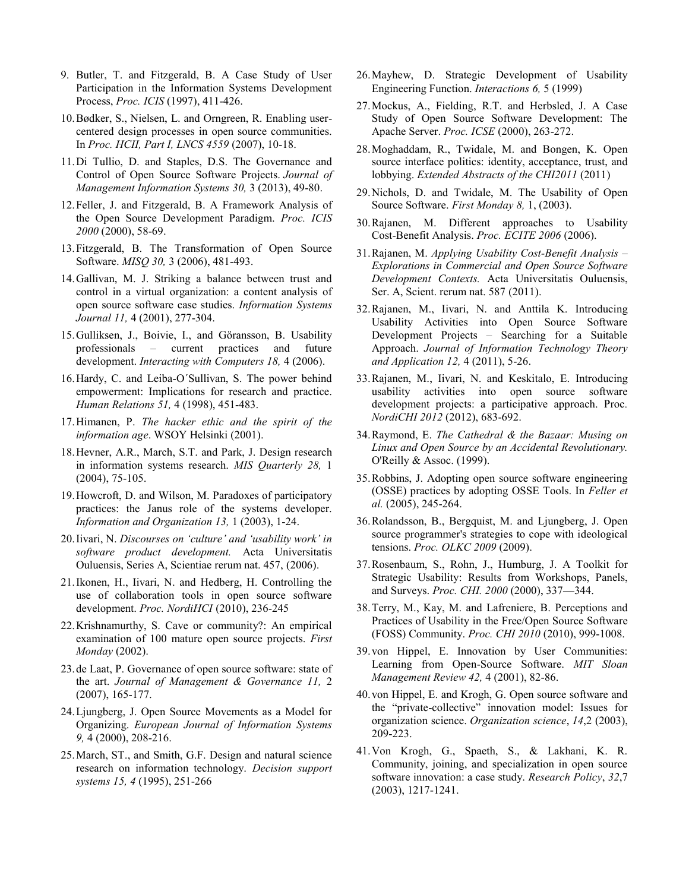9. Butler, T. and Fitzgerald, B. A Case Study of User Participation in the Information Systems Development Process, *Proc. ICIS* (1997), 411-426.

10. Bødker, S., Nielsen, L. and Orngreen, R. Enabling user-centered design processes in open source communities. In *Proc. HCII, Part I, LNCS 4559* (2007), 10-18.

11. Di Tullio, D. and Staples, D.S. The Governance and Control of Open Source Software Projects. *Journal of Management Information Systems 30,* 3 (2013), 49-80.

12. Feller, J. and Fitzgerald, B. A Framework Analysis of the Open Source Development Paradigm. *Proc. ICIS 2000* (2000), 58-69.

13. Fitzgerald, B. The Transformation of Open Source Software. *MISQ 30,* 3 (2006), 481-493.

14. Gallivan, M. J. Striking a balance between trust and control in a virtual organization: a content analysis of open source software case studies. *Information Systems Journal 11,* 4 (2001), 277-304.

15. Gulliksen, J., Boivie, I., and Göransson, B. Usability professionals – current practices and future development. *Interacting with Computers 18,* 4 (2006).

16. Hardy, C. and Leiba-O´Sullivan, S. The power behind empowerment: Implications for research and practice. *Human Relations 51,* 4 (1998), 451-483.

17. Himanen, P. *The hacker ethic and the spirit of the information age*. WSOY Helsinki (2001).

18. Hevner, A.R., March, S.T. and Park, J. Design research in information systems research. *MIS Quarterly 28,* 1 (2004), 75-105.

19. Howcroft, D. and Wilson, M. Paradoxes of participatory practices: the Janus role of the systems developer. *Information and Organization 13,* 1 (2003), 1-24.

20. Iivari, N. *Discourses on 'culture' and 'usability work' in software product development.* Acta Universitatis Ouluensis, Series A, Scientiae rerum nat. 457, (2006).

21. Ikonen, H., Iivari, N. and Hedberg, H. Controlling the use of collaboration tools in open source software development. *Proc. NordiHCI* (2010), 236-245

22. Krishnamurthy, S. Cave or community?: An empirical examination of 100 mature open source projects. *First Monday* (2002).

23. de Laat, P. Governance of open source software: state of the art. *Journal of Management & Governance 11,* 2 (2007), 165-177.

24. Ljungberg, J. Open Source Movements as a Model for Organizing. *European Journal of Information Systems 9,* 4 (2000), 208-216.

25. March, ST., and Smith, G.F. Design and natural science research on information technology. *Decision support systems 15, 4* (1995), 251-266

26. Mayhew, D. Strategic Development of Usability Engineering Function. *Interactions 6,* 5 (1999)

27. Mockus, A., Fielding, R.T. and Herbsled, J. A Case Study of Open Source Software Development: The Apache Server. *Proc. ICSE* (2000), 263-272.

28. Moghaddam, R., Twidale, M. and Bongen, K. Open source interface politics: identity, acceptance, trust, and lobbying. *Extended Abstracts of the CHI2011* (2011)

29. Nichols, D. and Twidale, M. The Usability of Open Source Software. *First Monday 8,* 1, (2003).

30. Rajanen, M. Different approaches to Usability Cost-Benefit Analysis. *Proc. ECITE 2006* (2006).

31. Rajanen, M. *Applying Usability Cost-Benefit Analysis – Explorations in Commercial and Open Source Software Development Contexts.* Acta Universitatis Ouluensis, Ser. A, Scient. rerum nat. 587 (2011).

32. Rajanen, M., Iivari, N. and Anttila K. Introducing Usability Activities into Open Source Software Development Projects – Searching for a Suitable Approach. *Journal of Information Technology Theory and Application 12,* 4 (2011), 5-26.

33. Rajanen, M., Iivari, N. and Keskitalo, E. Introducing usability activities into open source software development projects: a participative approach. Proc. *NordiCHI 2012* (2012), 683-692.

34. Raymond, E. *The Cathedral & the Bazaar: Musing on Linux and Open Source by an Accidental Revolutionary.* O'Reilly & Assoc. (1999).

35. Robbins, J. Adopting open source software engineering (OSSE) practices by adopting OSSE Tools. In *Feller et al.* (2005), 245-264.

36. Rolandsson, B., Bergquist, M. and Ljungberg, J. Open source programmer's strategies to cope with ideological tensions. *Proc. OLKC 2009* (2009).

37. Rosenbaum, S., Rohn, J., Humburg, J. A Toolkit for Strategic Usability: Results from Workshops, Panels, and Surveys. *Proc. CHI. 2000* (2000), 337—344.

38. Terry, M., Kay, M. and Lafreniere, B. Perceptions and Practices of Usability in the Free/Open Source Software (FOSS) Community. *Proc. CHI 2010* (2010), 999-1008.

39. von Hippel, E. Innovation by User Communities: Learning from Open-Source Software. *MIT Sloan Management Review 42,* 4 (2001), 82-86.

40. von Hippel, E. and Krogh, G. Open source software and the "private-collective" innovation model: Issues for organization science. *Organization science*, *14*,2 (2003), 209-223.

41. Von Krogh, G., Spaeth, S., & Lakhani, K. R. Community, joining, and specialization in open source software innovation: a case study. *Research Policy*, *32*,7 (2003), 1217-1241.